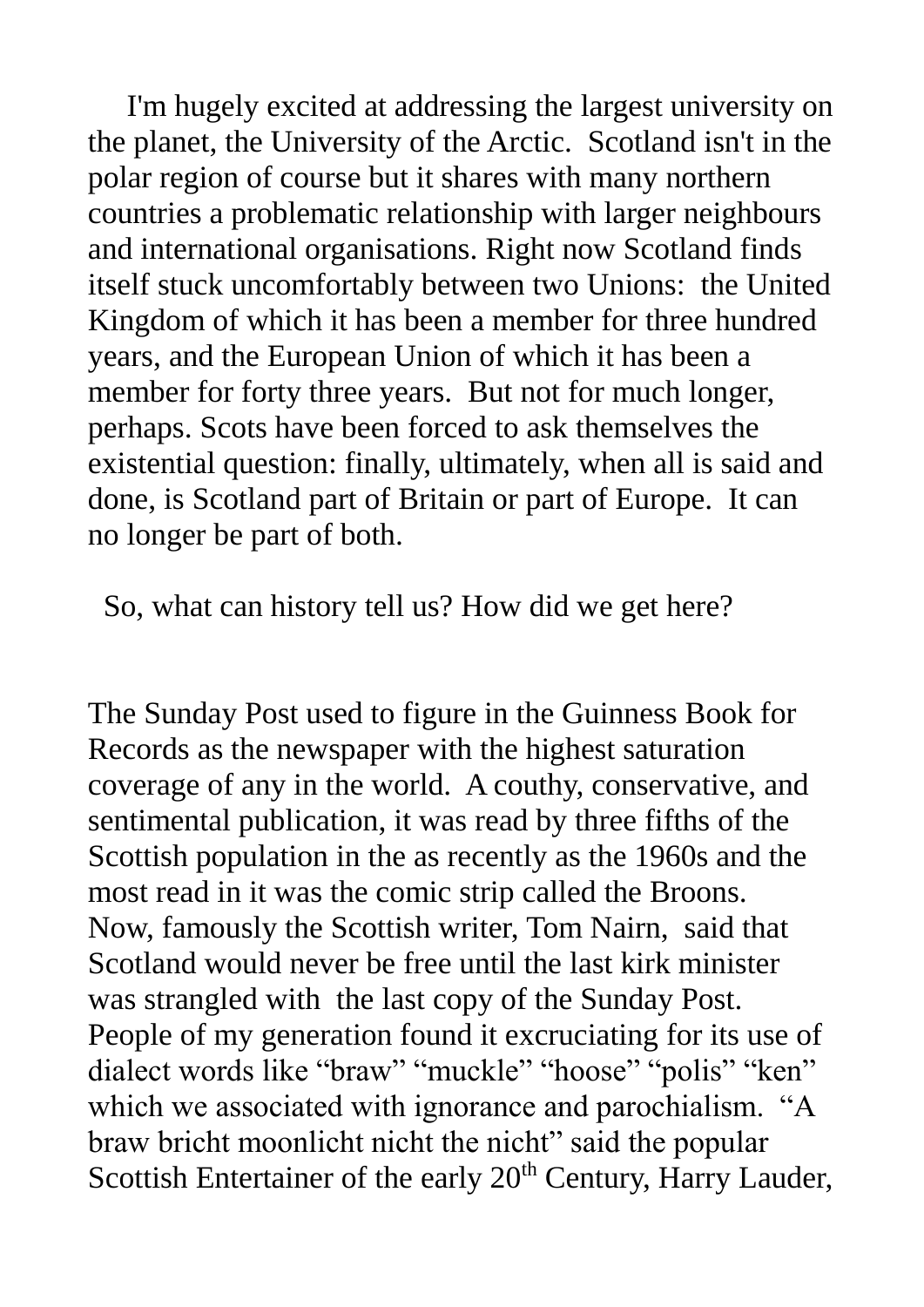I'm hugely excited at addressing the largest university on the planet, the University of the Arctic. Scotland isn't in the polar region of course but it shares with many northern countries a problematic relationship with larger neighbours and international organisations. Right now Scotland finds itself stuck uncomfortably between two Unions: the United Kingdom of which it has been a member for three hundred years, and the European Union of which it has been a member for forty three years. But not for much longer, perhaps. Scots have been forced to ask themselves the existential question: finally, ultimately, when all is said and done, is Scotland part of Britain or part of Europe. It can no longer be part of both.

So, what can history tell us? How did we get here?

The Sunday Post used to figure in the Guinness Book for Records as the newspaper with the highest saturation coverage of any in the world. A couthy, conservative, and sentimental publication, it was read by three fifths of the Scottish population in the as recently as the 1960s and the most read in it was the comic strip called the Broons. Now, famously the Scottish writer, Tom Nairn, said that Scotland would never be free until the last kirk minister was strangled with the last copy of the Sunday Post. People of my generation found it excruciating for its use of dialect words like "braw" "muckle" "hoose" "polis" "ken" which we associated with ignorance and parochialism. "A braw bricht moonlicht nicht the nicht" said the popular Scottish Entertainer of the early 20th Century, Harry Lauder,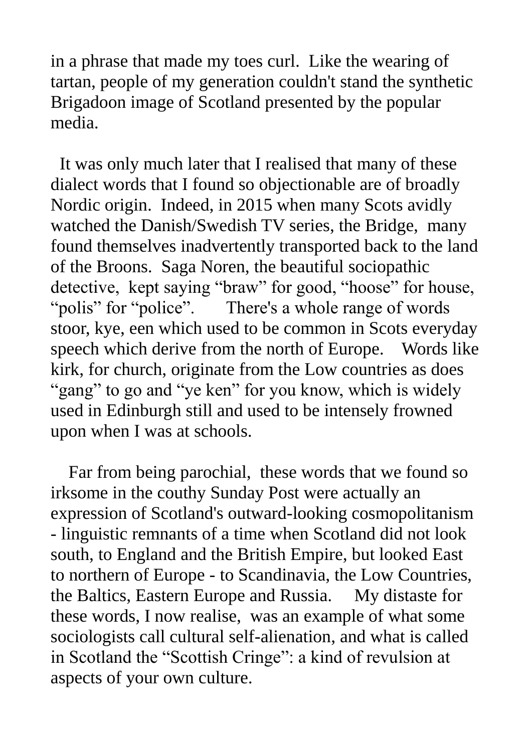in a phrase that made my toes curl. Like the wearing of tartan, people of my generation couldn't stand the synthetic Brigadoon image of Scotland presented by the popular media.

It was only much later that I realised that many of these dialect words that I found so objectionable are of broadly Nordic origin. Indeed, in 2015 when many Scots avidly watched the Danish/Swedish TV series, the Bridge, many found themselves inadvertently transported back to the land of the Broons. Saga Noren, the beautiful sociopathic detective, kept saying "braw" for good, "hoose" for house, "polis" for "police". There's a whole range of words stoor, kye, een which used to be common in Scots everyday speech which derive from the north of Europe. Words like kirk, for church, originate from the Low countries as does "gang" to go and "ye ken" for you know, which is widely used in Edinburgh still and used to be intensely frowned upon when I was at schools.

Far from being parochial, these words that we found so irksome in the couthy Sunday Post were actually an expression of Scotland's outward-looking cosmopolitanism - linguistic remnants of a time when Scotland did not look south, to England and the British Empire, but looked East to northern of Europe - to Scandinavia, the Low Countries, the Baltics, Eastern Europe and Russia. My distaste for these words, I now realise, was an example of what some sociologists call cultural self-alienation, and what is called in Scotland the "Scottish Cringe": a kind of revulsion at aspects of your own culture.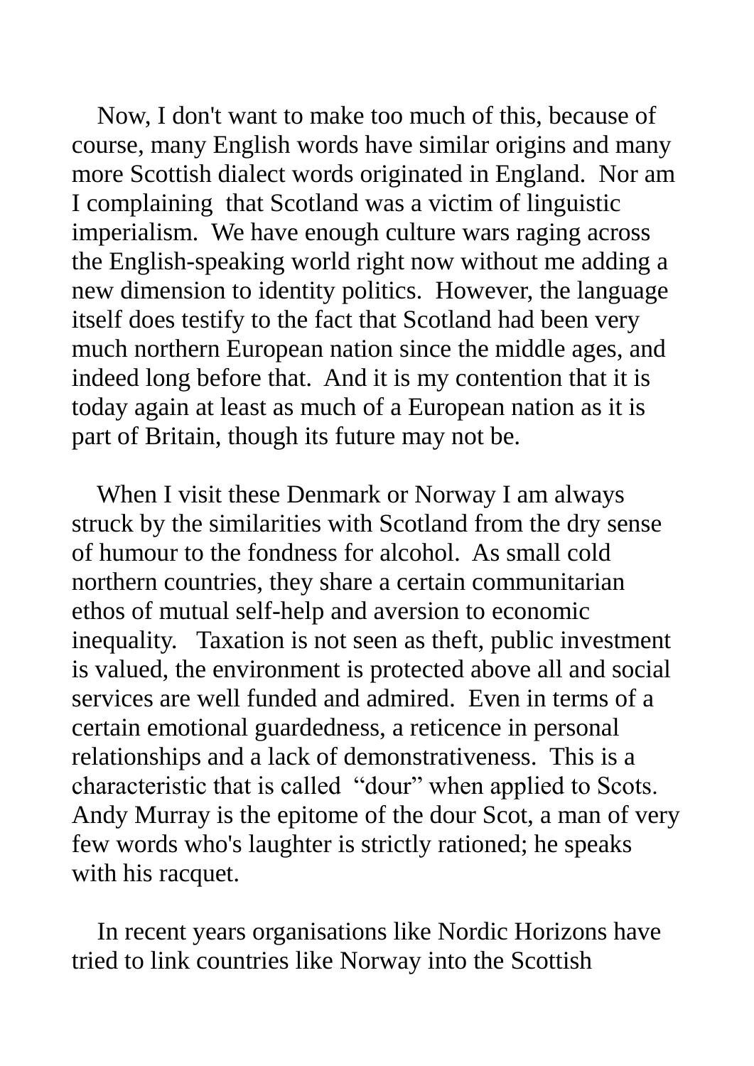Now, I don't want to make too much of this, because of course, many English words have similar origins and many more Scottish dialect words originated in England. Nor am I complaining that Scotland was a victim of linguistic imperialism. We have enough culture wars raging across the English-speaking world right now without me adding a new dimension to identity politics. However, the language itself does testify to the fact that Scotland had been very much northern European nation since the middle ages, and indeed long before that. And it is my contention that it is today again at least as much of a European nation as it is part of Britain, though its future may not be.

When I visit these Denmark or Norway I am always struck by the similarities with Scotland from the dry sense of humour to the fondness for alcohol. As small cold northern countries, they share a certain communitarian ethos of mutual self-help and aversion to economic inequality. Taxation is not seen as theft, public investment is valued, the environment is protected above all and social services are well funded and admired. Even in terms of a certain emotional guardedness, a reticence in personal relationships and a lack of demonstrativeness. This is a characteristic that is called "dour" when applied to Scots. Andy Murray is the epitome of the dour Scot, a man of very few words who's laughter is strictly rationed; he speaks with his racquet.

In recent years organisations like Nordic Horizons have tried to link countries like Norway into the Scottish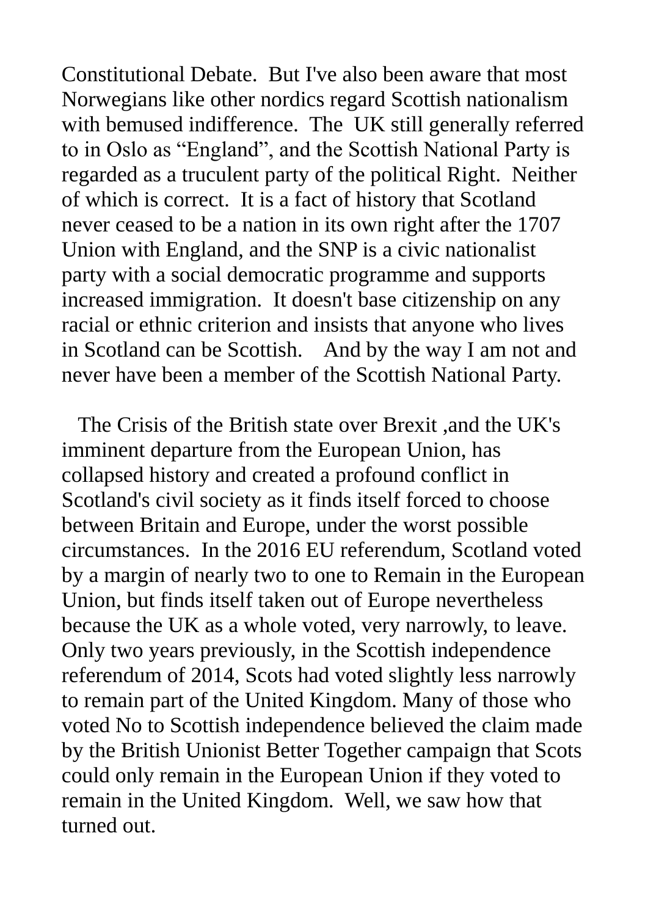Constitutional Debate. But I've also been aware that most Norwegians like other nordics regard Scottish nationalism with bemused indifference. The UK still generally referred to in Oslo as "England", and the Scottish National Party is regarded as a truculent party of the political Right. Neither of which is correct. It is a fact of history that Scotland never ceased to be a nation in its own right after the 1707 Union with England, and the SNP is a civic nationalist party with a social democratic programme and supports increased immigration. It doesn't base citizenship on any racial or ethnic criterion and insists that anyone who lives in Scotland can be Scottish. And by the way I am not and never have been a member of the Scottish National Party.

The Crisis of the British state over Brexit ,and the UK's imminent departure from the European Union, has collapsed history and created a profound conflict in Scotland's civil society as it finds itself forced to choose between Britain and Europe, under the worst possible circumstances. In the 2016 EU referendum, Scotland voted by a margin of nearly two to one to Remain in the European Union, but finds itself taken out of Europe nevertheless because the UK as a whole voted, very narrowly, to leave. Only two years previously, in the Scottish independence referendum of 2014, Scots had voted slightly less narrowly to remain part of the United Kingdom. Many of those who voted No to Scottish independence believed the claim made by the British Unionist Better Together campaign that Scots could only remain in the European Union if they voted to remain in the United Kingdom. Well, we saw how that turned out.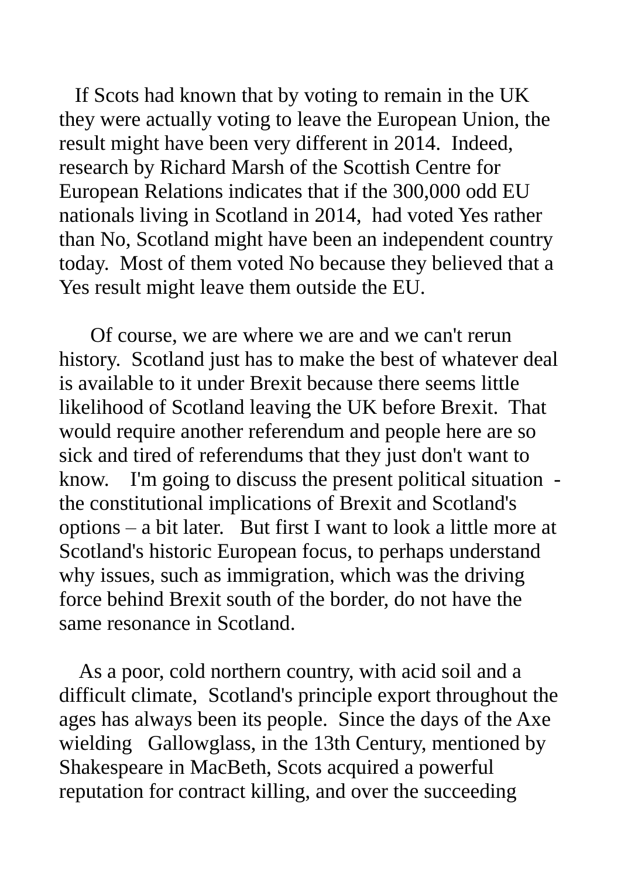If Scots had known that by voting to remain in the UK they were actually voting to leave the European Union, the result might have been very different in 2014. Indeed, research by Richard Marsh of the Scottish Centre for European Relations indicates that if the 300,000 odd EU nationals living in Scotland in 2014, had voted Yes rather than No, Scotland might have been an independent country today. Most of them voted No because they believed that a Yes result might leave them outside the EU.

Of course, we are where we are and we can't rerun history. Scotland just has to make the best of whatever deal is available to it under Brexit because there seems little likelihood of Scotland leaving the UK before Brexit. That would require another referendum and people here are so sick and tired of referendums that they just don't want to know. I'm going to discuss the present political situation - the constitutional implications of Brexit and Scotland's options – a bit later. But first I want to look a little more at Scotland's historic European focus, to perhaps understand why issues, such as immigration, which was the driving force behind Brexit south of the border, do not have the same resonance in Scotland.

As a poor, cold northern country, with acid soil and a difficult climate, Scotland's principle export throughout the ages has always been its people. Since the days of the Axe wielding Gallowglass, in the 13th Century, mentioned by Shakespeare in MacBeth, Scots acquired a powerful reputation for contract killing, and over the succeeding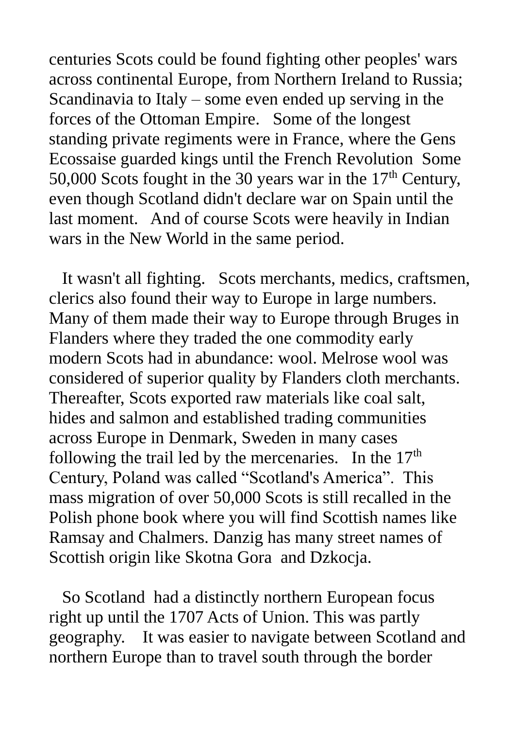centuries Scots could be found fighting other peoples' wars across continental Europe, from Northern Ireland to Russia; Scandinavia to Italy – some even ended up serving in the forces of the Ottoman Empire.   Some of the longest standing private regiments were in France, where the Gens Ecossaise guarded kings until the French Revolution  Some 50,000 Scots fought in the 30 years war in the 17th Century, even though Scotland didn't declare war on Spain until the last moment.   And of course Scots were heavily in Indian wars in the New World in the same period.

It wasn't all fighting.   Scots merchants, medics, craftsmen, clerics also found their way to Europe in large numbers. Many of them made their way to Europe through Bruges in Flanders where they traded the one commodity early modern Scots had in abundance: wool. Melrose wool was considered of superior quality by Flanders cloth merchants. Thereafter, Scots exported raw materials like coal salt, hides and salmon and established trading communities across Europe in Denmark, Sweden in many cases following the trail led by the mercenaries.   In the 17th Century, Poland was called “Scotland's America”.  This mass migration of over 50,000 Scots is still recalled in the Polish phone book where you will find Scottish names like Ramsay and Chalmers. Danzig has many street names of Scottish origin like Skotna Gora  and Dzkocja.

So Scotland  had a distinctly northern European focus right up until the 1707 Acts of Union. This was partly geography.    It was easier to navigate between Scotland and northern Europe than to travel south through the border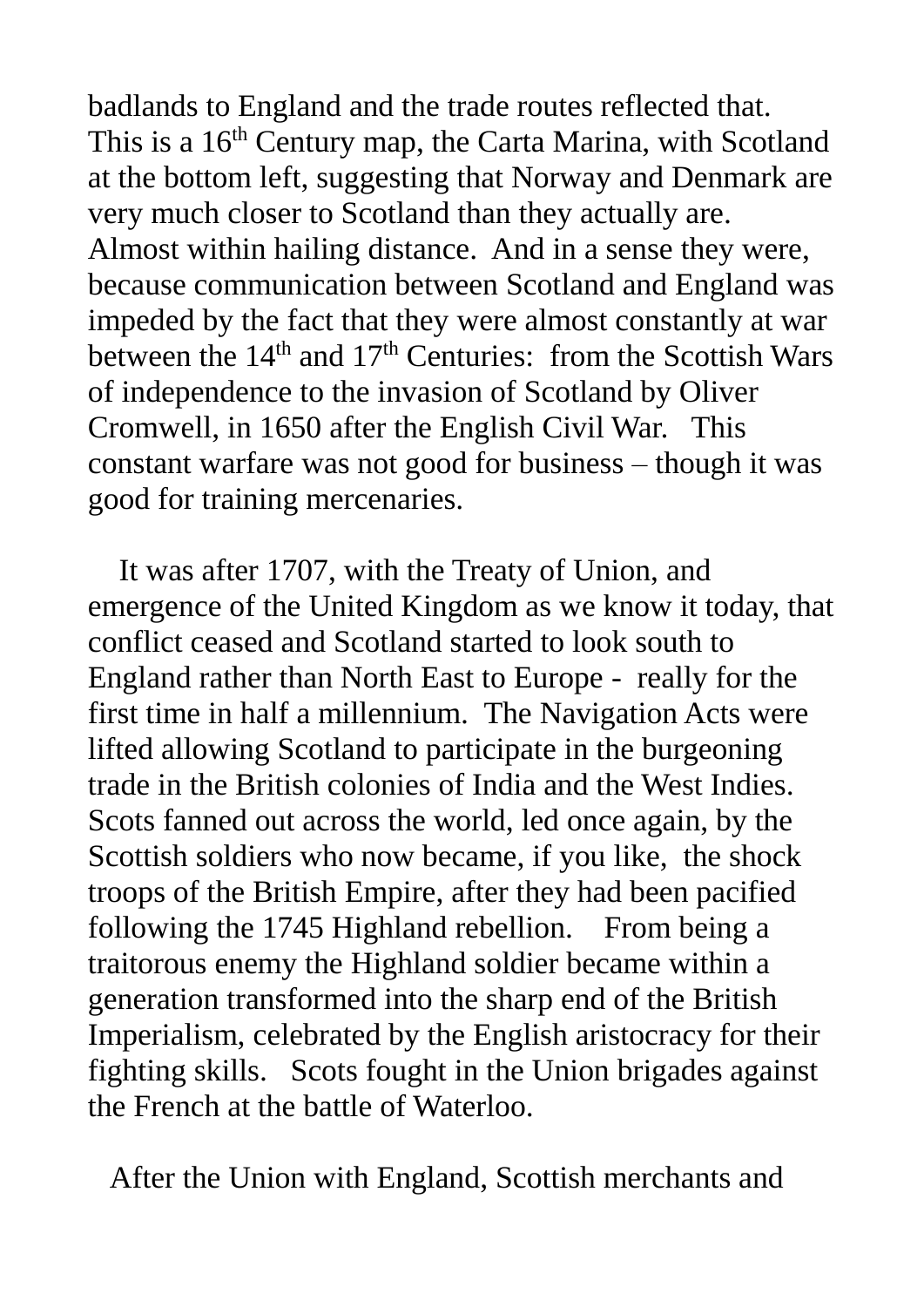badlands to England and the trade routes reflected that. This is a 16th Century map, the Carta Marina, with Scotland at the bottom left, suggesting that Norway and Denmark are very much closer to Scotland than they actually are. Almost within hailing distance. And in a sense they were, because communication between Scotland and England was impeded by the fact that they were almost constantly at war between the 14th and 17th Centuries: from the Scottish Wars of independence to the invasion of Scotland by Oliver Cromwell, in 1650 after the English Civil War. This constant warfare was not good for business – though it was good for training mercenaries.

It was after 1707, with the Treaty of Union, and emergence of the United Kingdom as we know it today, that conflict ceased and Scotland started to look south to England rather than North East to Europe - really for the first time in half a millennium. The Navigation Acts were lifted allowing Scotland to participate in the burgeoning trade in the British colonies of India and the West Indies. Scots fanned out across the world, led once again, by the Scottish soldiers who now became, if you like, the shock troops of the British Empire, after they had been pacified following the 1745 Highland rebellion. From being a traitorous enemy the Highland soldier became within a generation transformed into the sharp end of the British Imperialism, celebrated by the English aristocracy for their fighting skills. Scots fought in the Union brigades against the French at the battle of Waterloo.

After the Union with England, Scottish merchants and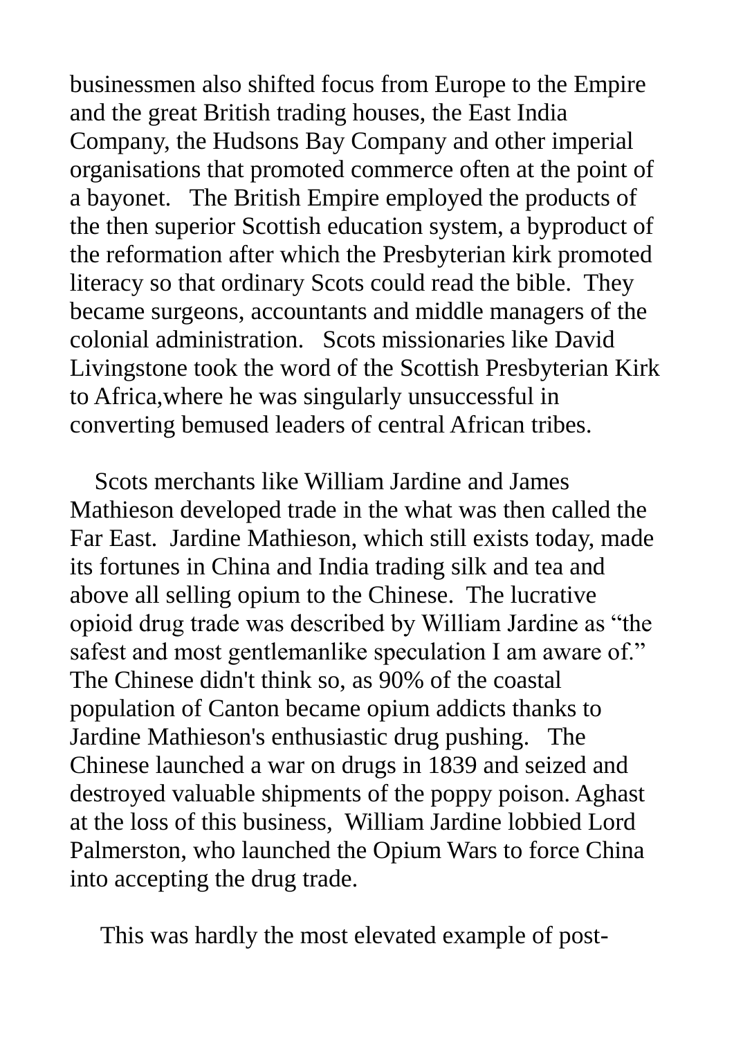businessmen also shifted focus from Europe to the Empire and the great British trading houses, the East India Company, the Hudsons Bay Company and other imperial organisations that promoted commerce often at the point of a bayonet. The British Empire employed the products of the then superior Scottish education system, a byproduct of the reformation after which the Presbyterian kirk promoted literacy so that ordinary Scots could read the bible. They became surgeons, accountants and middle managers of the colonial administration. Scots missionaries like David Livingstone took the word of the Scottish Presbyterian Kirk to Africa,where he was singularly unsuccessful in converting bemused leaders of central African tribes.

Scots merchants like William Jardine and James Mathieson developed trade in the what was then called the Far East. Jardine Mathieson, which still exists today, made its fortunes in China and India trading silk and tea and above all selling opium to the Chinese. The lucrative opioid drug trade was described by William Jardine as "the safest and most gentlemanlike speculation I am aware of." The Chinese didn't think so, as 90% of the coastal population of Canton became opium addicts thanks to Jardine Mathieson's enthusiastic drug pushing. The Chinese launched a war on drugs in 1839 and seized and destroyed valuable shipments of the poppy poison. Aghast at the loss of this business, William Jardine lobbied Lord Palmerston, who launched the Opium Wars to force China into accepting the drug trade.

This was hardly the most elevated example of post-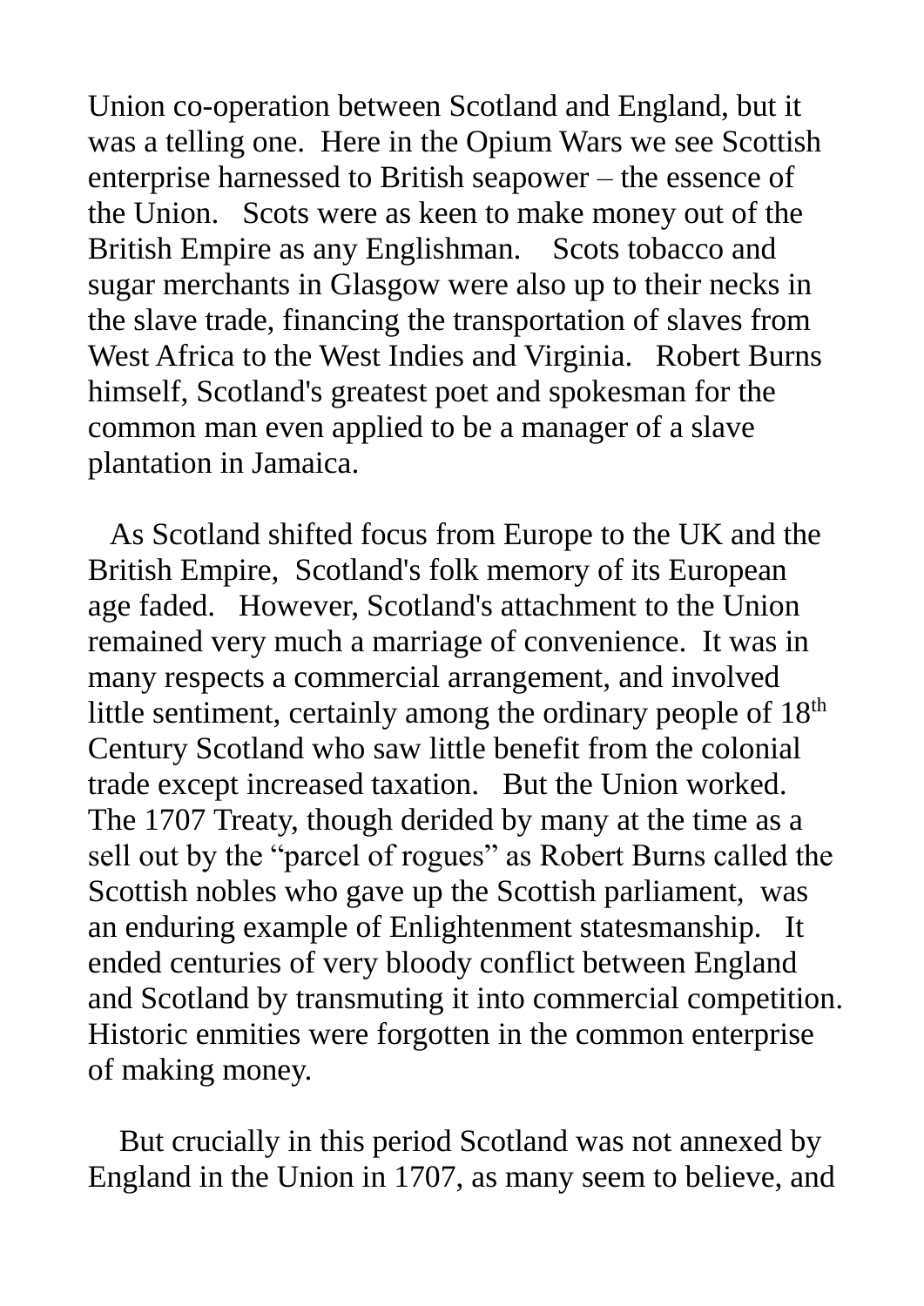Union co-operation between Scotland and England, but it was a telling one. Here in the Opium Wars we see Scottish enterprise harnessed to British seapower – the essence of the Union. Scots were as keen to make money out of the British Empire as any Englishman. Scots tobacco and sugar merchants in Glasgow were also up to their necks in the slave trade, financing the transportation of slaves from West Africa to the West Indies and Virginia. Robert Burns himself, Scotland's greatest poet and spokesman for the common man even applied to be a manager of a slave plantation in Jamaica.

As Scotland shifted focus from Europe to the UK and the British Empire, Scotland's folk memory of its European age faded. However, Scotland's attachment to the Union remained very much a marriage of convenience. It was in many respects a commercial arrangement, and involved little sentiment, certainly among the ordinary people of 18th Century Scotland who saw little benefit from the colonial trade except increased taxation. But the Union worked. The 1707 Treaty, though derided by many at the time as a sell out by the "parcel of rogues" as Robert Burns called the Scottish nobles who gave up the Scottish parliament, was an enduring example of Enlightenment statesmanship. It ended centuries of very bloody conflict between England and Scotland by transmuting it into commercial competition. Historic enmities were forgotten in the common enterprise of making money.

But crucially in this period Scotland was not annexed by England in the Union in 1707, as many seem to believe, and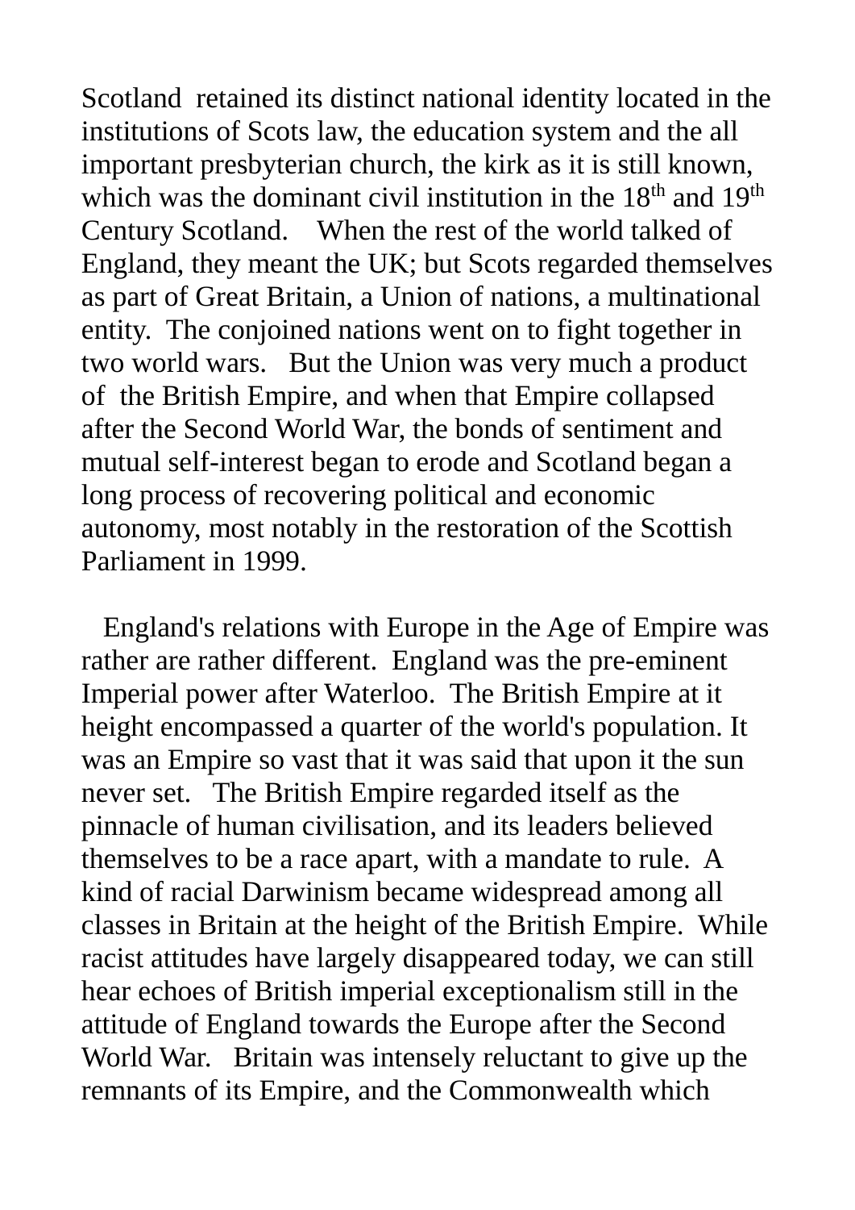Scotland retained its distinct national identity located in the institutions of Scots law, the education system and the all important presbyterian church, the kirk as it is still known, which was the dominant civil institution in the 18th and 19th Century Scotland. When the rest of the world talked of England, they meant the UK; but Scots regarded themselves as part of Great Britain, a Union of nations, a multinational entity. The conjoined nations went on to fight together in two world wars. But the Union was very much a product of the British Empire, and when that Empire collapsed after the Second World War, the bonds of sentiment and mutual self-interest began to erode and Scotland began a long process of recovering political and economic autonomy, most notably in the restoration of the Scottish Parliament in 1999.

England's relations with Europe in the Age of Empire was rather are rather different. England was the pre-eminent Imperial power after Waterloo. The British Empire at it height encompassed a quarter of the world's population. It was an Empire so vast that it was said that upon it the sun never set. The British Empire regarded itself as the pinnacle of human civilisation, and its leaders believed themselves to be a race apart, with a mandate to rule. A kind of racial Darwinism became widespread among all classes in Britain at the height of the British Empire. While racist attitudes have largely disappeared today, we can still hear echoes of British imperial exceptionalism still in the attitude of England towards the Europe after the Second World War. Britain was intensely reluctant to give up the remnants of its Empire, and the Commonwealth which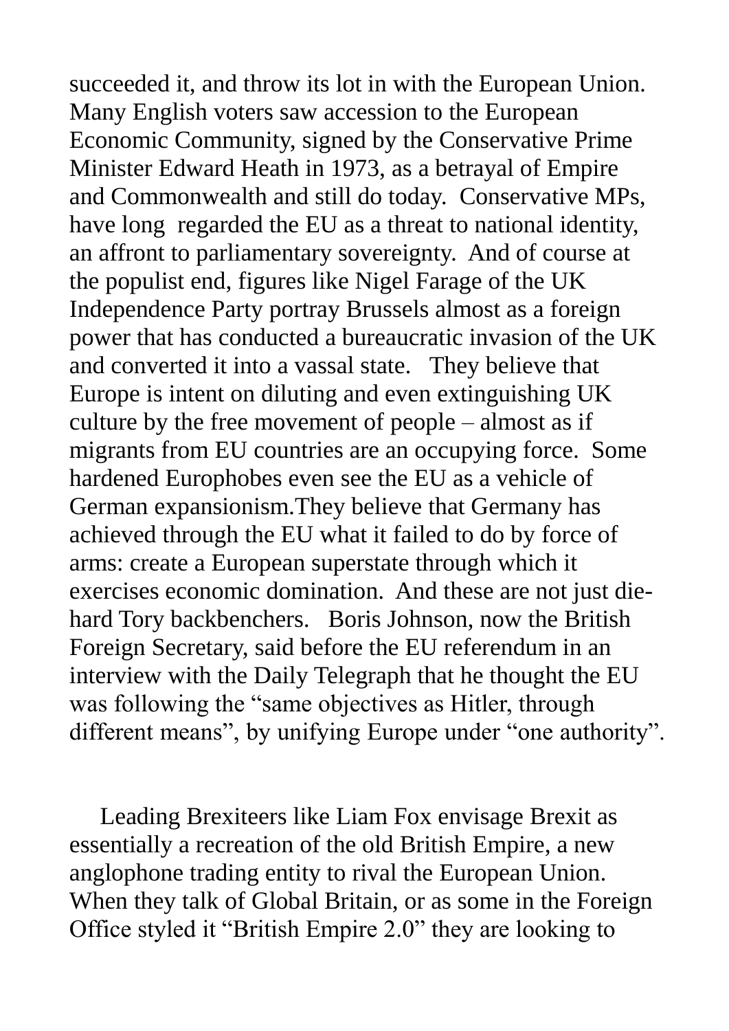succeeded it, and throw its lot in with the European Union. Many English voters saw accession to the European Economic Community, signed by the Conservative Prime Minister Edward Heath in 1973, as a betrayal of Empire and Commonwealth and still do today. Conservative MPs, have long regarded the EU as a threat to national identity, an affront to parliamentary sovereignty. And of course at the populist end, figures like Nigel Farage of the UK Independence Party portray Brussels almost as a foreign power that has conducted a bureaucratic invasion of the UK and converted it into a vassal state. They believe that Europe is intent on diluting and even extinguishing UK culture by the free movement of people – almost as if migrants from EU countries are an occupying force. Some hardened Europhobes even see the EU as a vehicle of German expansionism.They believe that Germany has achieved through the EU what it failed to do by force of arms: create a European superstate through which it exercises economic domination. And these are not just die-hard Tory backbenchers. Boris Johnson, now the British Foreign Secretary, said before the EU referendum in an interview with the Daily Telegraph that he thought the EU was following the "same objectives as Hitler, through different means", by unifying Europe under "one authority".

Leading Brexiteers like Liam Fox envisage Brexit as essentially a recreation of the old British Empire, a new anglophone trading entity to rival the European Union. When they talk of Global Britain, or as some in the Foreign Office styled it "British Empire 2.0" they are looking to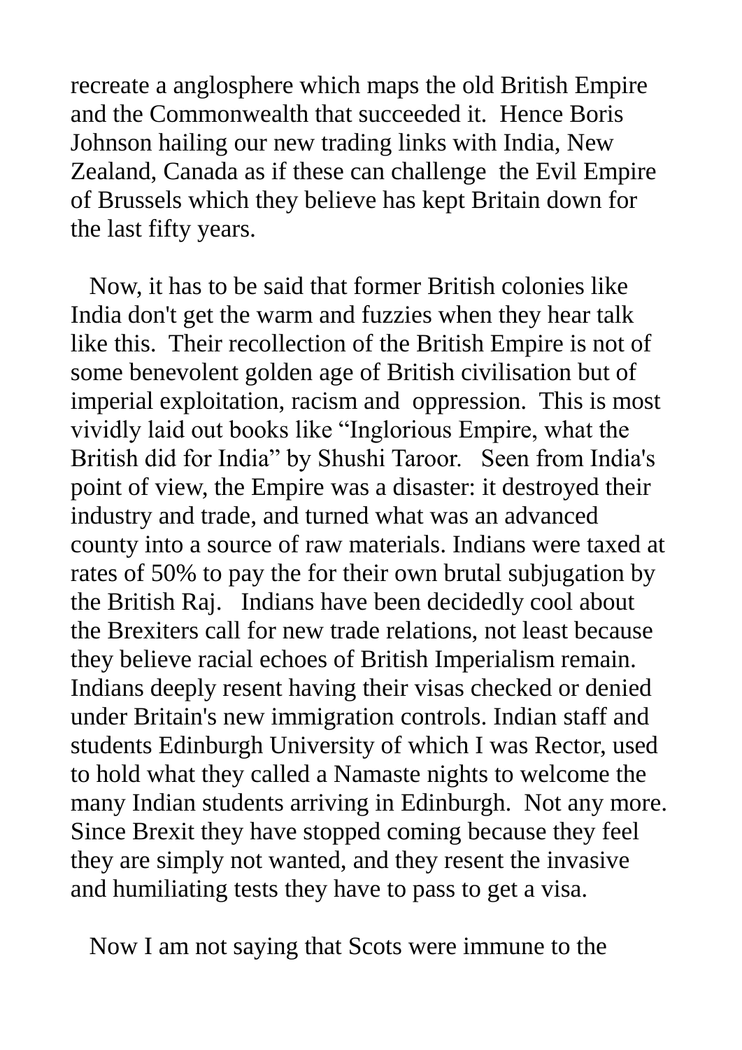recreate a anglosphere which maps the old British Empire and the Commonwealth that succeeded it. Hence Boris Johnson hailing our new trading links with India, New Zealand, Canada as if these can challenge the Evil Empire of Brussels which they believe has kept Britain down for the last fifty years.

Now, it has to be said that former British colonies like India don't get the warm and fuzzies when they hear talk like this. Their recollection of the British Empire is not of some benevolent golden age of British civilisation but of imperial exploitation, racism and oppression. This is most vividly laid out books like "Inglorious Empire, what the British did for India" by Shushi Taroor. Seen from India's point of view, the Empire was a disaster: it destroyed their industry and trade, and turned what was an advanced county into a source of raw materials. Indians were taxed at rates of 50% to pay the for their own brutal subjugation by the British Raj. Indians have been decidedly cool about the Brexiters call for new trade relations, not least because they believe racial echoes of British Imperialism remain. Indians deeply resent having their visas checked or denied under Britain's new immigration controls. Indian staff and students Edinburgh University of which I was Rector, used to hold what they called a Namaste nights to welcome the many Indian students arriving in Edinburgh. Not any more. Since Brexit they have stopped coming because they feel they are simply not wanted, and they resent the invasive and humiliating tests they have to pass to get a visa.

Now I am not saying that Scots were immune to the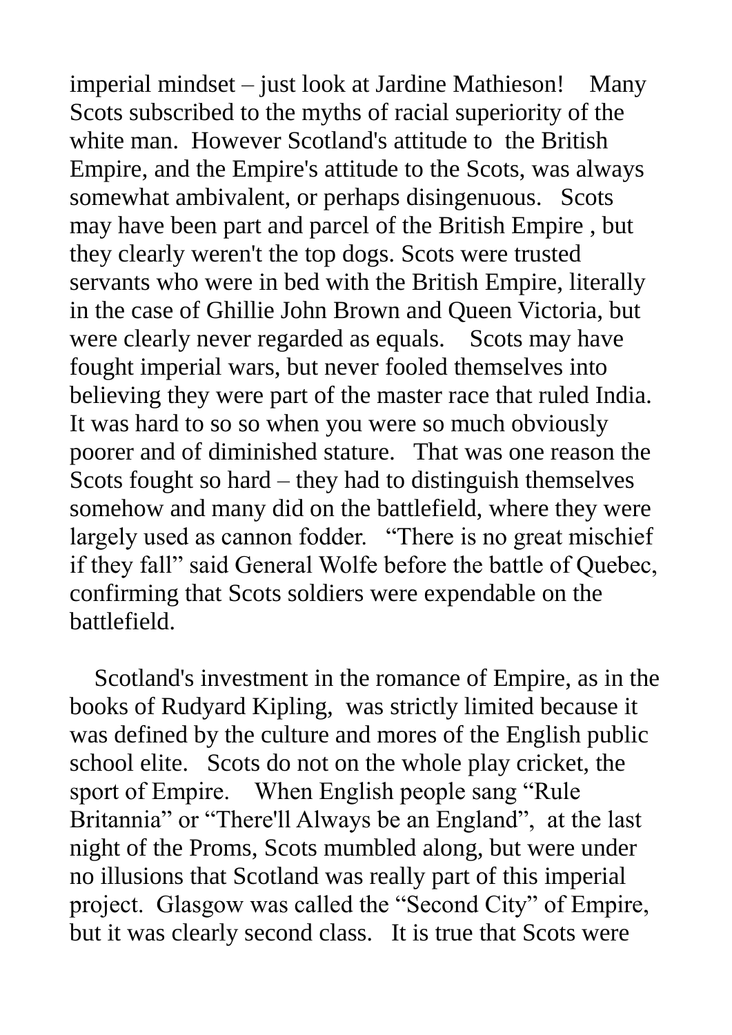imperial mindset – just look at Jardine Mathieson! Many Scots subscribed to the myths of racial superiority of the white man. However Scotland's attitude to the British Empire, and the Empire's attitude to the Scots, was always somewhat ambivalent, or perhaps disingenuous. Scots may have been part and parcel of the British Empire , but they clearly weren't the top dogs. Scots were trusted servants who were in bed with the British Empire, literally in the case of Ghillie John Brown and Queen Victoria, but were clearly never regarded as equals. Scots may have fought imperial wars, but never fooled themselves into believing they were part of the master race that ruled India. It was hard to so so when you were so much obviously poorer and of diminished stature. That was one reason the Scots fought so hard – they had to distinguish themselves somehow and many did on the battlefield, where they were largely used as cannon fodder. "There is no great mischief if they fall" said General Wolfe before the battle of Quebec, confirming that Scots soldiers were expendable on the battlefield.

Scotland's investment in the romance of Empire, as in the books of Rudyard Kipling, was strictly limited because it was defined by the culture and mores of the English public school elite. Scots do not on the whole play cricket, the sport of Empire. When English people sang "Rule Britannia" or "There'll Always be an England", at the last night of the Proms, Scots mumbled along, but were under no illusions that Scotland was really part of this imperial project. Glasgow was called the "Second City" of Empire, but it was clearly second class. It is true that Scots were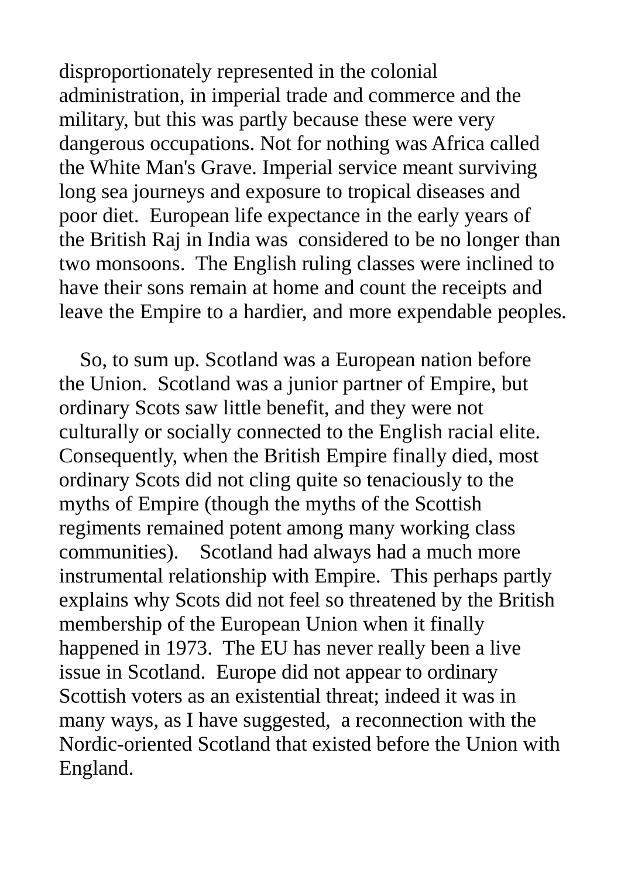disproportionately represented in the colonial administration, in imperial trade and commerce and the military, but this was partly because these were very dangerous occupations. Not for nothing was Africa called the White Man's Grave. Imperial service meant surviving long sea journeys and exposure to tropical diseases and poor diet. European life expectance in the early years of the British Raj in India was considered to be no longer than two monsoons. The English ruling classes were inclined to have their sons remain at home and count the receipts and leave the Empire to a hardier, and more expendable peoples.

So, to sum up. Scotland was a European nation before the Union. Scotland was a junior partner of Empire, but ordinary Scots saw little benefit, and they were not culturally or socially connected to the English racial elite. Consequently, when the British Empire finally died, most ordinary Scots did not cling quite so tenaciously to the myths of Empire (though the myths of the Scottish regiments remained potent among many working class communities). Scotland had always had a much more instrumental relationship with Empire. This perhaps partly explains why Scots did not feel so threatened by the British membership of the European Union when it finally happened in 1973. The EU has never really been a live issue in Scotland. Europe did not appear to ordinary Scottish voters as an existential threat; indeed it was in many ways, as I have suggested, a reconnection with the Nordic-oriented Scotland that existed before the Union with England.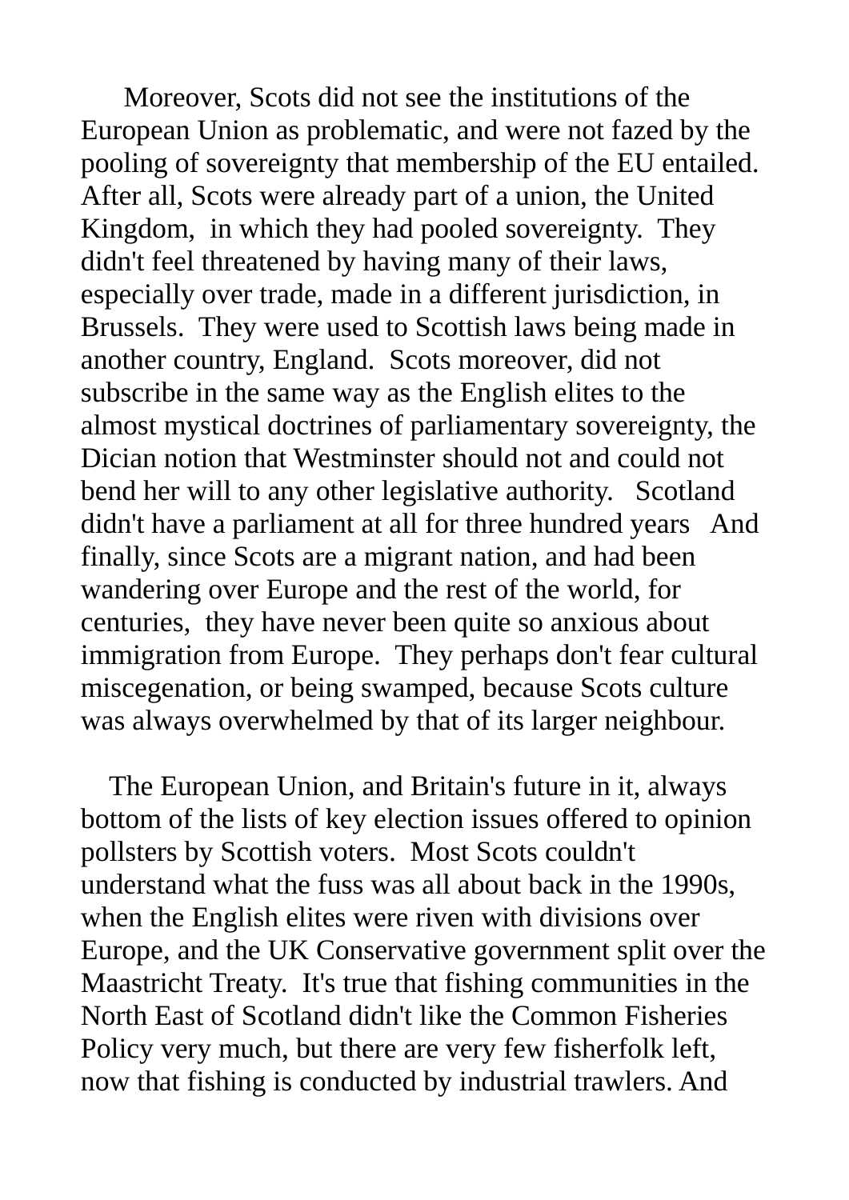Moreover, Scots did not see the institutions of the European Union as problematic, and were not fazed by the pooling of sovereignty that membership of the EU entailed. After all, Scots were already part of a union, the United Kingdom, in which they had pooled sovereignty. They didn't feel threatened by having many of their laws, especially over trade, made in a different jurisdiction, in Brussels. They were used to Scottish laws being made in another country, England. Scots moreover, did not subscribe in the same way as the English elites to the almost mystical doctrines of parliamentary sovereignty, the Dician notion that Westminster should not and could not bend her will to any other legislative authority. Scotland didn't have a parliament at all for three hundred years And finally, since Scots are a migrant nation, and had been wandering over Europe and the rest of the world, for centuries, they have never been quite so anxious about immigration from Europe. They perhaps don't fear cultural miscegenation, or being swamped, because Scots culture was always overwhelmed by that of its larger neighbour.

The European Union, and Britain's future in it, always bottom of the lists of key election issues offered to opinion pollsters by Scottish voters. Most Scots couldn't understand what the fuss was all about back in the 1990s, when the English elites were riven with divisions over Europe, and the UK Conservative government split over the Maastricht Treaty. It's true that fishing communities in the North East of Scotland didn't like the Common Fisheries Policy very much, but there are very few fisherfolk left, now that fishing is conducted by industrial trawlers. And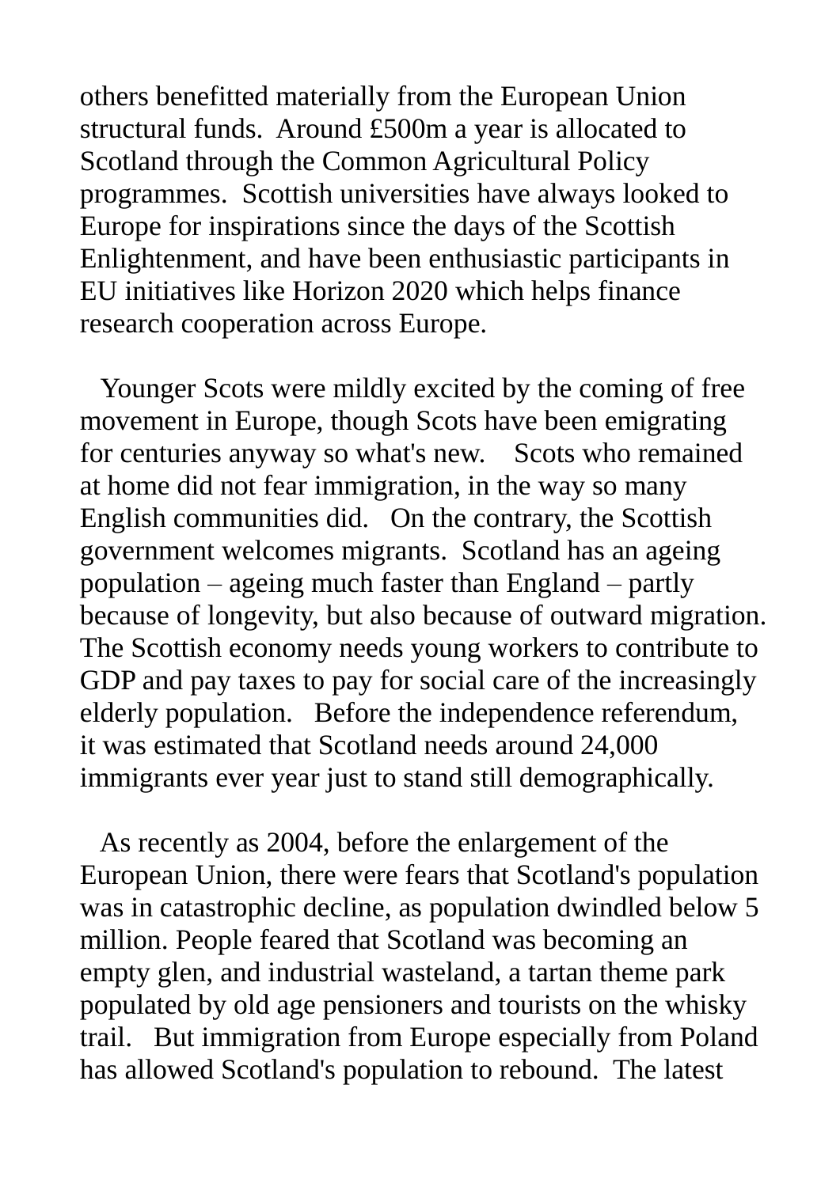others benefitted materially from the European Union structural funds. Around £500m a year is allocated to Scotland through the Common Agricultural Policy programmes. Scottish universities have always looked to Europe for inspirations since the days of the Scottish Enlightenment, and have been enthusiastic participants in EU initiatives like Horizon 2020 which helps finance research cooperation across Europe.

Younger Scots were mildly excited by the coming of free movement in Europe, though Scots have been emigrating for centuries anyway so what's new. Scots who remained at home did not fear immigration, in the way so many English communities did. On the contrary, the Scottish government welcomes migrants. Scotland has an ageing population – ageing much faster than England – partly because of longevity, but also because of outward migration. The Scottish economy needs young workers to contribute to GDP and pay taxes to pay for social care of the increasingly elderly population. Before the independence referendum, it was estimated that Scotland needs around 24,000 immigrants ever year just to stand still demographically.

As recently as 2004, before the enlargement of the European Union, there were fears that Scotland's population was in catastrophic decline, as population dwindled below 5 million. People feared that Scotland was becoming an empty glen, and industrial wasteland, a tartan theme park populated by old age pensioners and tourists on the whisky trail. But immigration from Europe especially from Poland has allowed Scotland's population to rebound. The latest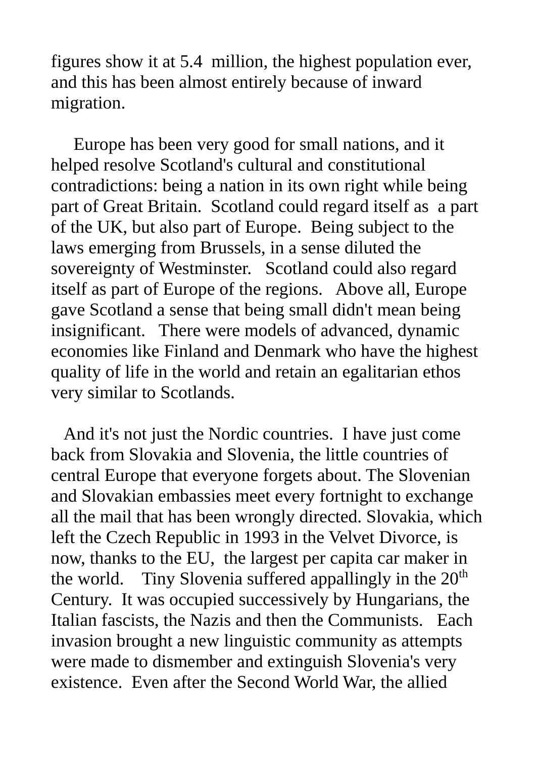figures show it at 5.4 million, the highest population ever, and this has been almost entirely because of inward migration.

Europe has been very good for small nations, and it helped resolve Scotland's cultural and constitutional contradictions: being a nation in its own right while being part of Great Britain. Scotland could regard itself as a part of the UK, but also part of Europe. Being subject to the laws emerging from Brussels, in a sense diluted the sovereignty of Westminster. Scotland could also regard itself as part of Europe of the regions. Above all, Europe gave Scotland a sense that being small didn't mean being insignificant. There were models of advanced, dynamic economies like Finland and Denmark who have the highest quality of life in the world and retain an egalitarian ethos very similar to Scotlands.

And it's not just the Nordic countries. I have just come back from Slovakia and Slovenia, the little countries of central Europe that everyone forgets about. The Slovenian and Slovakian embassies meet every fortnight to exchange all the mail that has been wrongly directed. Slovakia, which left the Czech Republic in 1993 in the Velvet Divorce, is now, thanks to the EU, the largest per capita car maker in the world. Tiny Slovenia suffered appallingly in the 20th Century. It was occupied successively by Hungarians, the Italian fascists, the Nazis and then the Communists. Each invasion brought a new linguistic community as attempts were made to dismember and extinguish Slovenia's very existence. Even after the Second World War, the allied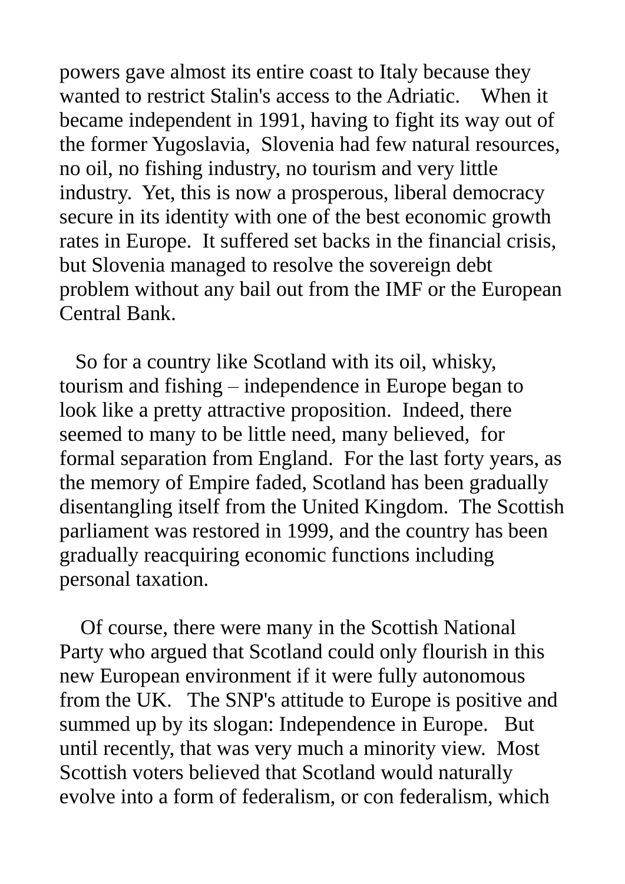powers gave almost its entire coast to Italy because they wanted to restrict Stalin's access to the Adriatic. When it became independent in 1991, having to fight its way out of the former Yugoslavia, Slovenia had few natural resources, no oil, no fishing industry, no tourism and very little industry. Yet, this is now a prosperous, liberal democracy secure in its identity with one of the best economic growth rates in Europe. It suffered set backs in the financial crisis, but Slovenia managed to resolve the sovereign debt problem without any bail out from the IMF or the European Central Bank.

So for a country like Scotland with its oil, whisky, tourism and fishing – independence in Europe began to look like a pretty attractive proposition. Indeed, there seemed to many to be little need, many believed, for formal separation from England. For the last forty years, as the memory of Empire faded, Scotland has been gradually disentangling itself from the United Kingdom. The Scottish parliament was restored in 1999, and the country has been gradually reacquiring economic functions including personal taxation.

Of course, there were many in the Scottish National Party who argued that Scotland could only flourish in this new European environment if it were fully autonomous from the UK. The SNP's attitude to Europe is positive and summed up by its slogan: Independence in Europe. But until recently, that was very much a minority view. Most Scottish voters believed that Scotland would naturally evolve into a form of federalism, or con federalism, which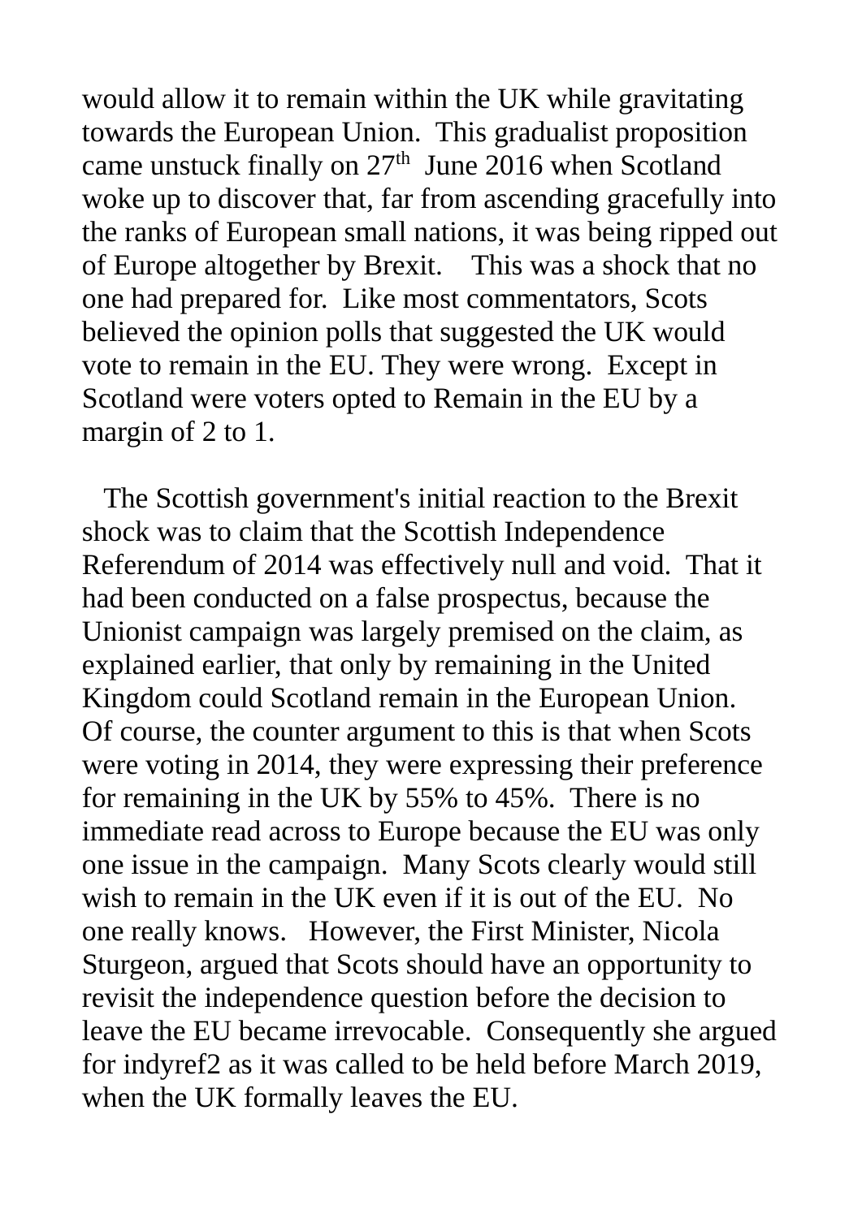would allow it to remain within the UK while gravitating towards the European Union. This gradualist proposition came unstuck finally on 27th June 2016 when Scotland woke up to discover that, far from ascending gracefully into the ranks of European small nations, it was being ripped out of Europe altogether by Brexit. This was a shock that no one had prepared for. Like most commentators, Scots believed the opinion polls that suggested the UK would vote to remain in the EU. They were wrong. Except in Scotland were voters opted to Remain in the EU by a margin of 2 to 1.

The Scottish government's initial reaction to the Brexit shock was to claim that the Scottish Independence Referendum of 2014 was effectively null and void. That it had been conducted on a false prospectus, because the Unionist campaign was largely premised on the claim, as explained earlier, that only by remaining in the United Kingdom could Scotland remain in the European Union. Of course, the counter argument to this is that when Scots were voting in 2014, they were expressing their preference for remaining in the UK by 55% to 45%. There is no immediate read across to Europe because the EU was only one issue in the campaign. Many Scots clearly would still wish to remain in the UK even if it is out of the EU. No one really knows. However, the First Minister, Nicola Sturgeon, argued that Scots should have an opportunity to revisit the independence question before the decision to leave the EU became irrevocable. Consequently she argued for indyref2 as it was called to be held before March 2019, when the UK formally leaves the EU.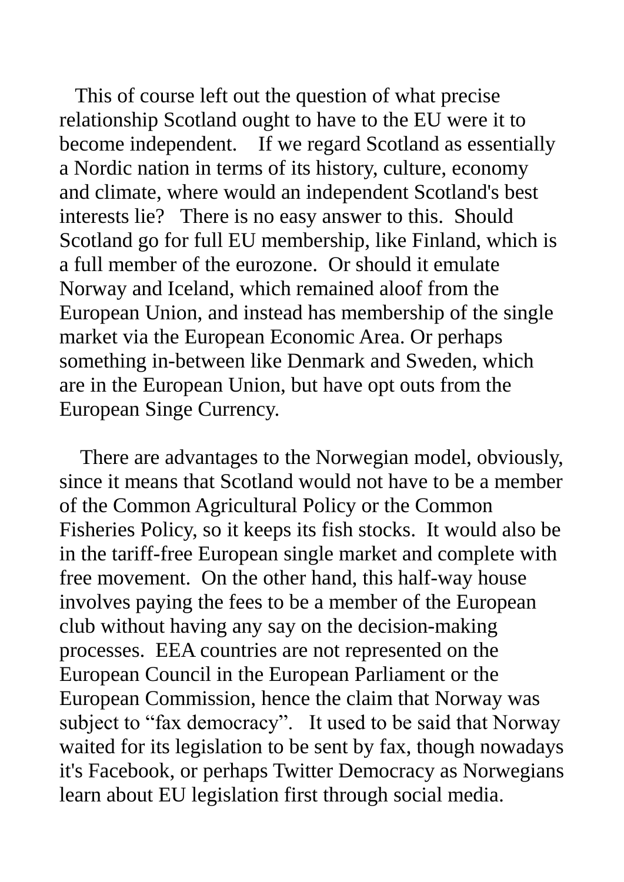This of course left out the question of what precise relationship Scotland ought to have to the EU were it to become independent. If we regard Scotland as essentially a Nordic nation in terms of its history, culture, economy and climate, where would an independent Scotland's best interests lie? There is no easy answer to this. Should Scotland go for full EU membership, like Finland, which is a full member of the eurozone. Or should it emulate Norway and Iceland, which remained aloof from the European Union, and instead has membership of the single market via the European Economic Area. Or perhaps something in-between like Denmark and Sweden, which are in the European Union, but have opt outs from the European Singe Currency.

There are advantages to the Norwegian model, obviously, since it means that Scotland would not have to be a member of the Common Agricultural Policy or the Common Fisheries Policy, so it keeps its fish stocks. It would also be in the tariff-free European single market and complete with free movement. On the other hand, this half-way house involves paying the fees to be a member of the European club without having any say on the decision-making processes. EEA countries are not represented on the European Council in the European Parliament or the European Commission, hence the claim that Norway was subject to “fax democracy”. It used to be said that Norway waited for its legislation to be sent by fax, though nowadays it's Facebook, or perhaps Twitter Democracy as Norwegians learn about EU legislation first through social media.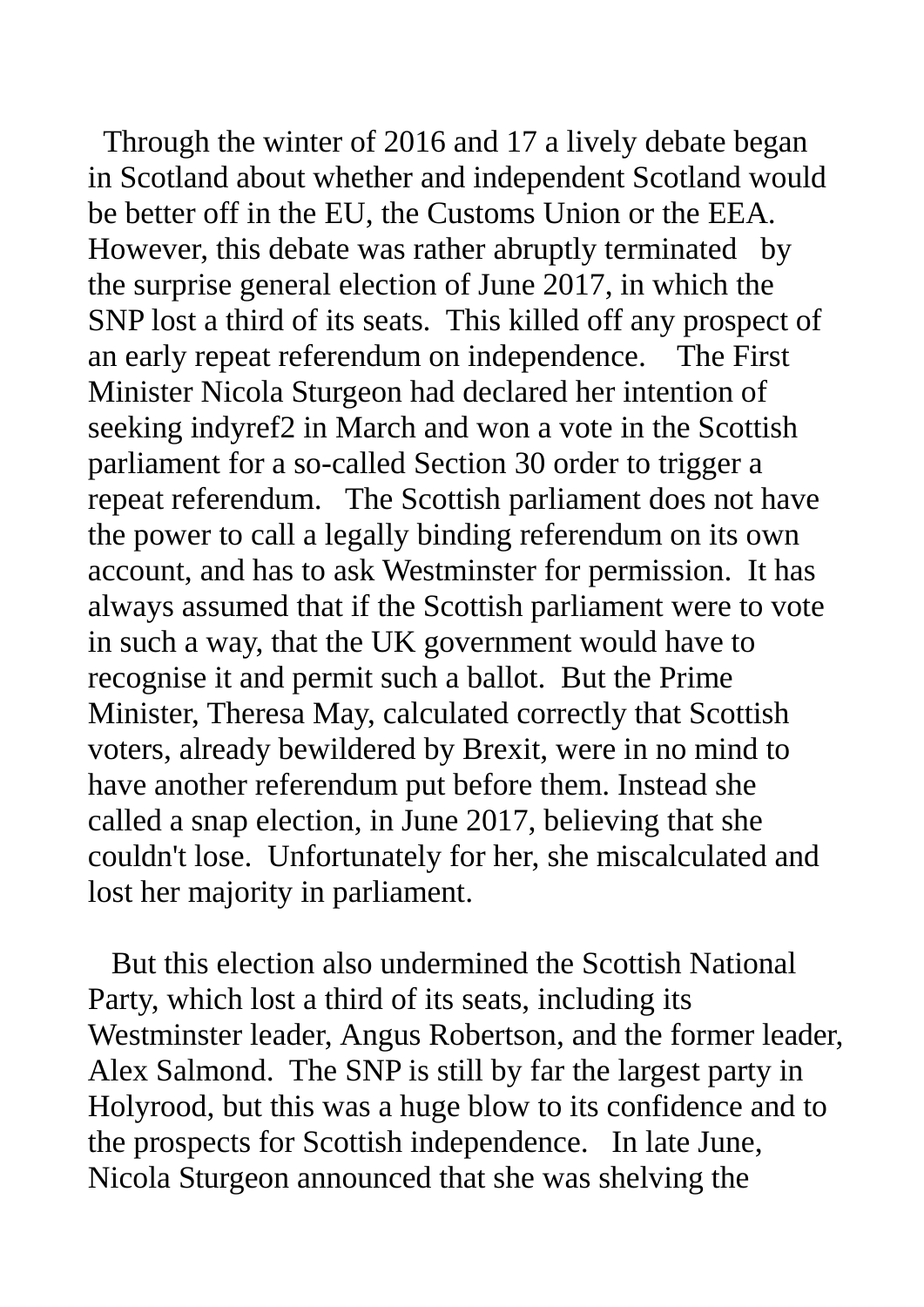Through the winter of 2016 and 17 a lively debate began in Scotland about whether and independent Scotland would be better off in the EU, the Customs Union or the EEA. However, this debate was rather abruptly terminated by the surprise general election of June 2017, in which the SNP lost a third of its seats. This killed off any prospect of an early repeat referendum on independence. The First Minister Nicola Sturgeon had declared her intention of seeking indyref2 in March and won a vote in the Scottish parliament for a so-called Section 30 order to trigger a repeat referendum. The Scottish parliament does not have the power to call a legally binding referendum on its own account, and has to ask Westminster for permission. It has always assumed that if the Scottish parliament were to vote in such a way, that the UK government would have to recognise it and permit such a ballot. But the Prime Minister, Theresa May, calculated correctly that Scottish voters, already bewildered by Brexit, were in no mind to have another referendum put before them. Instead she called a snap election, in June 2017, believing that she couldn't lose. Unfortunately for her, she miscalculated and lost her majority in parliament.

But this election also undermined the Scottish National Party, which lost a third of its seats, including its Westminster leader, Angus Robertson, and the former leader, Alex Salmond. The SNP is still by far the largest party in Holyrood, but this was a huge blow to its confidence and to the prospects for Scottish independence. In late June, Nicola Sturgeon announced that she was shelving the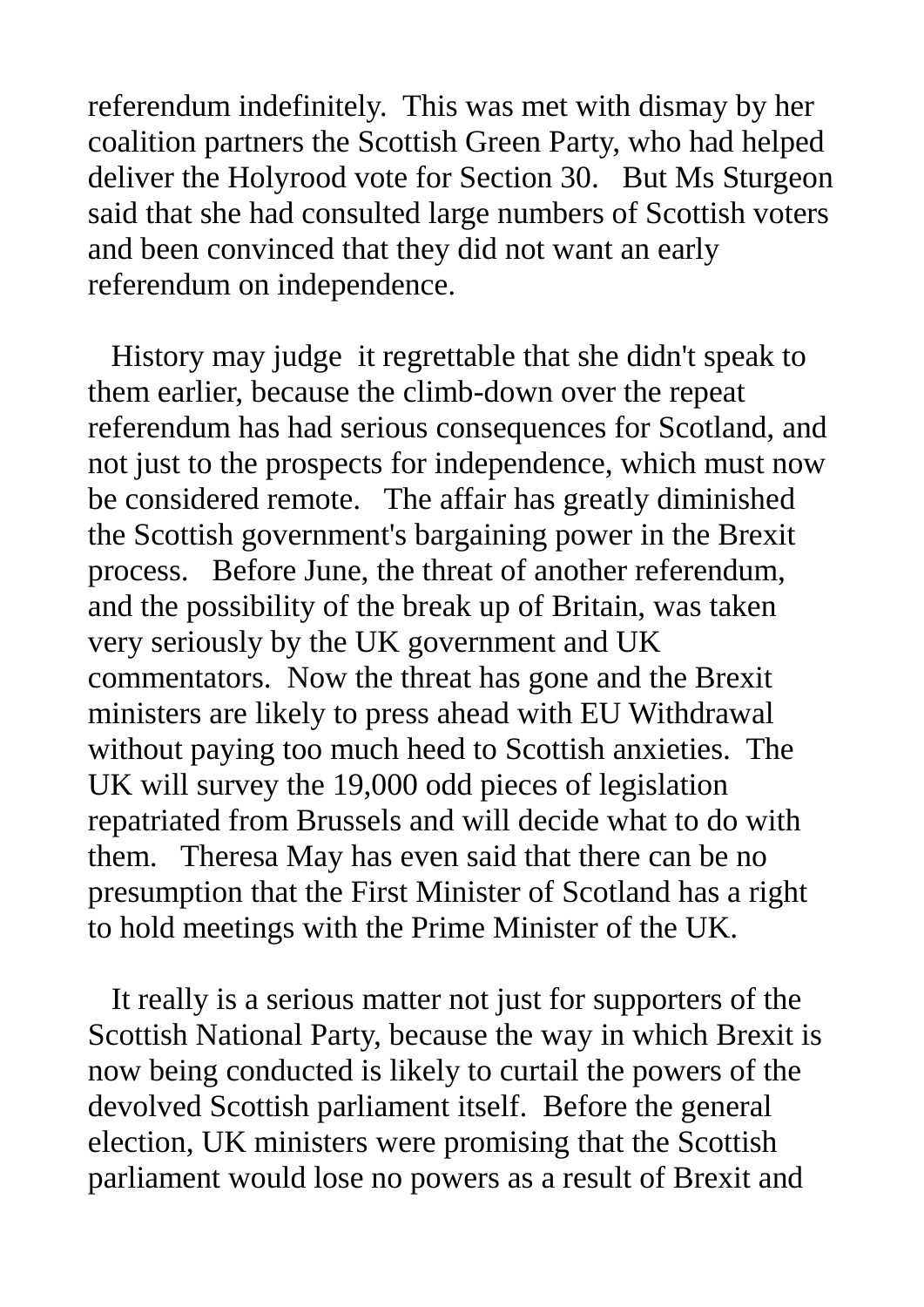referendum indefinitely. This was met with dismay by her coalition partners the Scottish Green Party, who had helped deliver the Holyrood vote for Section 30. But Ms Sturgeon said that she had consulted large numbers of Scottish voters and been convinced that they did not want an early referendum on independence.

History may judge it regrettable that she didn't speak to them earlier, because the climb-down over the repeat referendum has had serious consequences for Scotland, and not just to the prospects for independence, which must now be considered remote. The affair has greatly diminished the Scottish government's bargaining power in the Brexit process. Before June, the threat of another referendum, and the possibility of the break up of Britain, was taken very seriously by the UK government and UK commentators. Now the threat has gone and the Brexit ministers are likely to press ahead with EU Withdrawal without paying too much heed to Scottish anxieties. The UK will survey the 19,000 odd pieces of legislation repatriated from Brussels and will decide what to do with them. Theresa May has even said that there can be no presumption that the First Minister of Scotland has a right to hold meetings with the Prime Minister of the UK.

It really is a serious matter not just for supporters of the Scottish National Party, because the way in which Brexit is now being conducted is likely to curtail the powers of the devolved Scottish parliament itself. Before the general election, UK ministers were promising that the Scottish parliament would lose no powers as a result of Brexit and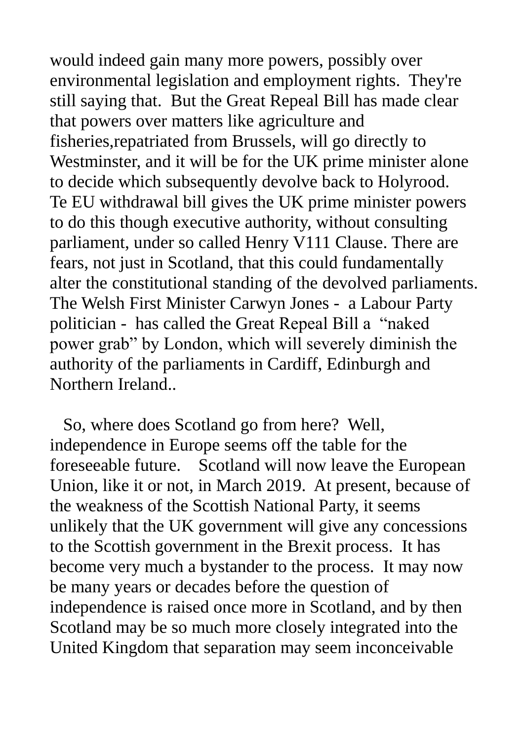would indeed gain many more powers, possibly over environmental legislation and employment rights. They're still saying that. But the Great Repeal Bill has made clear that powers over matters like agriculture and fisheries,repatriated from Brussels, will go directly to Westminster, and it will be for the UK prime minister alone to decide which subsequently devolve back to Holyrood. Te EU withdrawal bill gives the UK prime minister powers to do this though executive authority, without consulting parliament, under so called Henry V111 Clause. There are fears, not just in Scotland, that this could fundamentally alter the constitutional standing of the devolved parliaments. The Welsh First Minister Carwyn Jones - a Labour Party politician - has called the Great Repeal Bill a "naked power grab" by London, which will severely diminish the authority of the parliaments in Cardiff, Edinburgh and Northern Ireland..

So, where does Scotland go from here? Well, independence in Europe seems off the table for the foreseeable future. Scotland will now leave the European Union, like it or not, in March 2019. At present, because of the weakness of the Scottish National Party, it seems unlikely that the UK government will give any concessions to the Scottish government in the Brexit process. It has become very much a bystander to the process. It may now be many years or decades before the question of independence is raised once more in Scotland, and by then Scotland may be so much more closely integrated into the United Kingdom that separation may seem inconceivable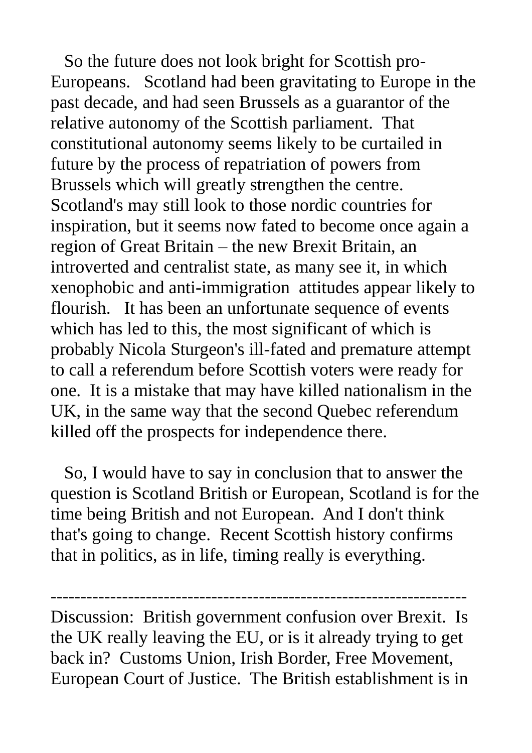So the future does not look bright for Scottish pro-Europeans. Scotland had been gravitating to Europe in the past decade, and had seen Brussels as a guarantor of the relative autonomy of the Scottish parliament. That constitutional autonomy seems likely to be curtailed in future by the process of repatriation of powers from Brussels which will greatly strengthen the centre. Scotland's may still look to those nordic countries for inspiration, but it seems now fated to become once again a region of Great Britain – the new Brexit Britain, an introverted and centralist state, as many see it, in which xenophobic and anti-immigration attitudes appear likely to flourish. It has been an unfortunate sequence of events which has led to this, the most significant of which is probably Nicola Sturgeon's ill-fated and premature attempt to call a referendum before Scottish voters were ready for one. It is a mistake that may have killed nationalism in the UK, in the same way that the second Quebec referendum killed off the prospects for independence there.

So, I would have to say in conclusion that to answer the question is Scotland British or European, Scotland is for the time being British and not European. And I don't think that's going to change. Recent Scottish history confirms that in politics, as in life, timing really is everything.

---

Discussion: British government confusion over Brexit. Is the UK really leaving the EU, or is it already trying to get back in? Customs Union, Irish Border, Free Movement, European Court of Justice. The British establishment is in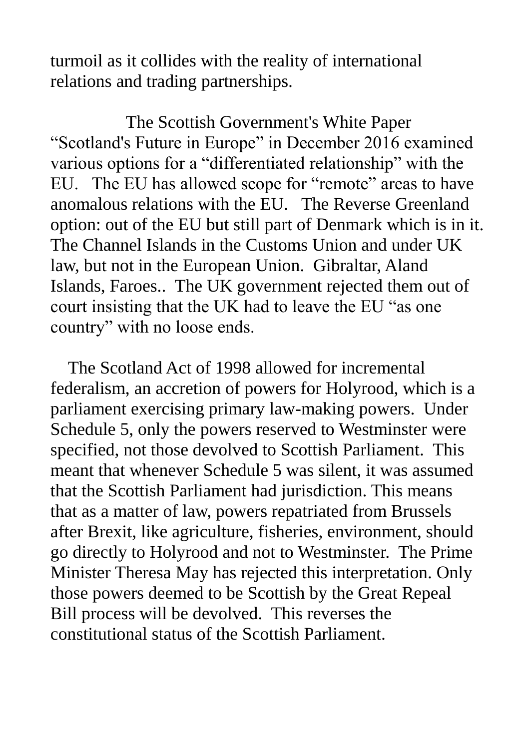turmoil as it collides with the reality of international relations and trading partnerships.

The Scottish Government's White Paper "Scotland's Future in Europe" in December 2016 examined various options for a "differentiated relationship" with the EU. The EU has allowed scope for "remote" areas to have anomalous relations with the EU. The Reverse Greenland option: out of the EU but still part of Denmark which is in it. The Channel Islands in the Customs Union and under UK law, but not in the European Union. Gibraltar, Aland Islands, Faroes.. The UK government rejected them out of court insisting that the UK had to leave the EU "as one country" with no loose ends.

The Scotland Act of 1998 allowed for incremental federalism, an accretion of powers for Holyrood, which is a parliament exercising primary law-making powers. Under Schedule 5, only the powers reserved to Westminster were specified, not those devolved to Scottish Parliament. This meant that whenever Schedule 5 was silent, it was assumed that the Scottish Parliament had jurisdiction. This means that as a matter of law, powers repatriated from Brussels after Brexit, like agriculture, fisheries, environment, should go directly to Holyrood and not to Westminster. The Prime Minister Theresa May has rejected this interpretation. Only those powers deemed to be Scottish by the Great Repeal Bill process will be devolved. This reverses the constitutional status of the Scottish Parliament.